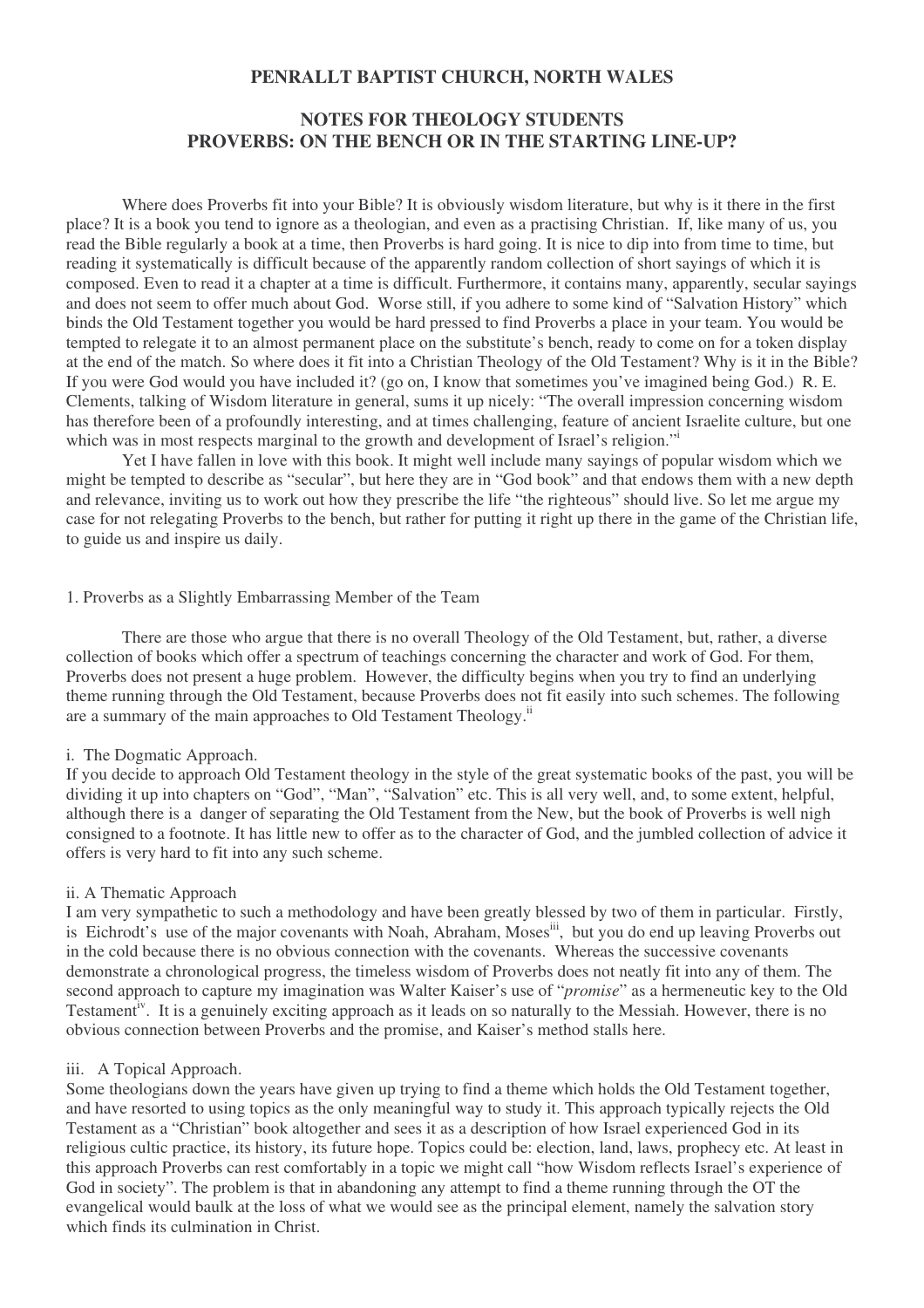# PENRALLT BAPTIST CHURCH, NORTH WALES

## NOTES FOR THEOLOGY STUDENTS
## PROVERBS: ON THE BENCH OR IN THE STARTING LINE-UP?

Where does Proverbs fit into your Bible? It is obviously wisdom literature, but why is it there in the first place? It is a book you tend to ignore as a theologian, and even as a practising Christian. If, like many of us, you read the Bible regularly a book at a time, then Proverbs is hard going. It is nice to dip into from time to time, but reading it systematically is difficult because of the apparently random collection of short sayings of which it is composed. Even to read it a chapter at a time is difficult. Furthermore, it contains many, apparently, secular sayings and does not seem to offer much about God. Worse still, if you adhere to some kind of "Salvation History" which binds the Old Testament together you would be hard pressed to find Proverbs a place in your team. You would be tempted to relegate it to an almost permanent place on the substitute's bench, ready to come on for a token display at the end of the match. So where does it fit into a Christian Theology of the Old Testament? Why is it in the Bible? If you were God would you have included it? (go on, I know that sometimes you've imagined being God.) R. E. Clements, talking of Wisdom literature in general, sums it up nicely: "The overall impression concerning wisdom has therefore been of a profoundly interesting, and at times challenging, feature of ancient Israelite culture, but one which was in most respects marginal to the growth and development of Israel's religion."[i]

Yet I have fallen in love with this book. It might well include many sayings of popular wisdom which we might be tempted to describe as "secular", but here they are in "God book" and that endows them with a new depth and relevance, inviting us to work out how they prescribe the life "the righteous" should live. So let me argue my case for not relegating Proverbs to the bench, but rather for putting it right up there in the game of the Christian life, to guide us and inspire us daily.

### 1. Proverbs as a Slightly Embarrassing Member of the Team

There are those who argue that there is no overall Theology of the Old Testament, but, rather, a diverse collection of books which offer a spectrum of teachings concerning the character and work of God. For them, Proverbs does not present a huge problem. However, the difficulty begins when you try to find an underlying theme running through the Old Testament, because Proverbs does not fit easily into such schemes. The following are a summary of the main approaches to Old Testament Theology.[ii]

#### i. The Dogmatic Approach.

If you decide to approach Old Testament theology in the style of the great systematic books of the past, you will be dividing it up into chapters on "God", "Man", "Salvation" etc. This is all very well, and, to some extent, helpful, although there is a danger of separating the Old Testament from the New, but the book of Proverbs is well nigh consigned to a footnote. It has little new to offer as to the character of God, and the jumbled collection of advice it offers is very hard to fit into any such scheme.

#### ii. A Thematic Approach

I am very sympathetic to such a methodology and have been greatly blessed by two of them in particular. Firstly, is Eichrodt's use of the major covenants with Noah, Abraham, Moses[iii], but you do end up leaving Proverbs out in the cold because there is no obvious connection with the covenants. Whereas the successive covenants demonstrate a chronological progress, the timeless wisdom of Proverbs does not neatly fit into any of them. The second approach to capture my imagination was Walter Kaiser's use of "*promise*" as a hermeneutic key to the Old Testament[iv]. It is a genuinely exciting approach as it leads on so naturally to the Messiah. However, there is no obvious connection between Proverbs and the promise, and Kaiser's method stalls here.

#### iii. A Topical Approach.

Some theologians down the years have given up trying to find a theme which holds the Old Testament together, and have resorted to using topics as the only meaningful way to study it. This approach typically rejects the Old Testament as a "Christian" book altogether and sees it as a description of how Israel experienced God in its religious cultic practice, its history, its future hope. Topics could be: election, land, laws, prophecy etc. At least in this approach Proverbs can rest comfortably in a topic we might call "how Wisdom reflects Israel's experience of God in society". The problem is that in abandoning any attempt to find a theme running through the OT the evangelical would baulk at the loss of what we would see as the principal element, namely the salvation story which finds its culmination in Christ.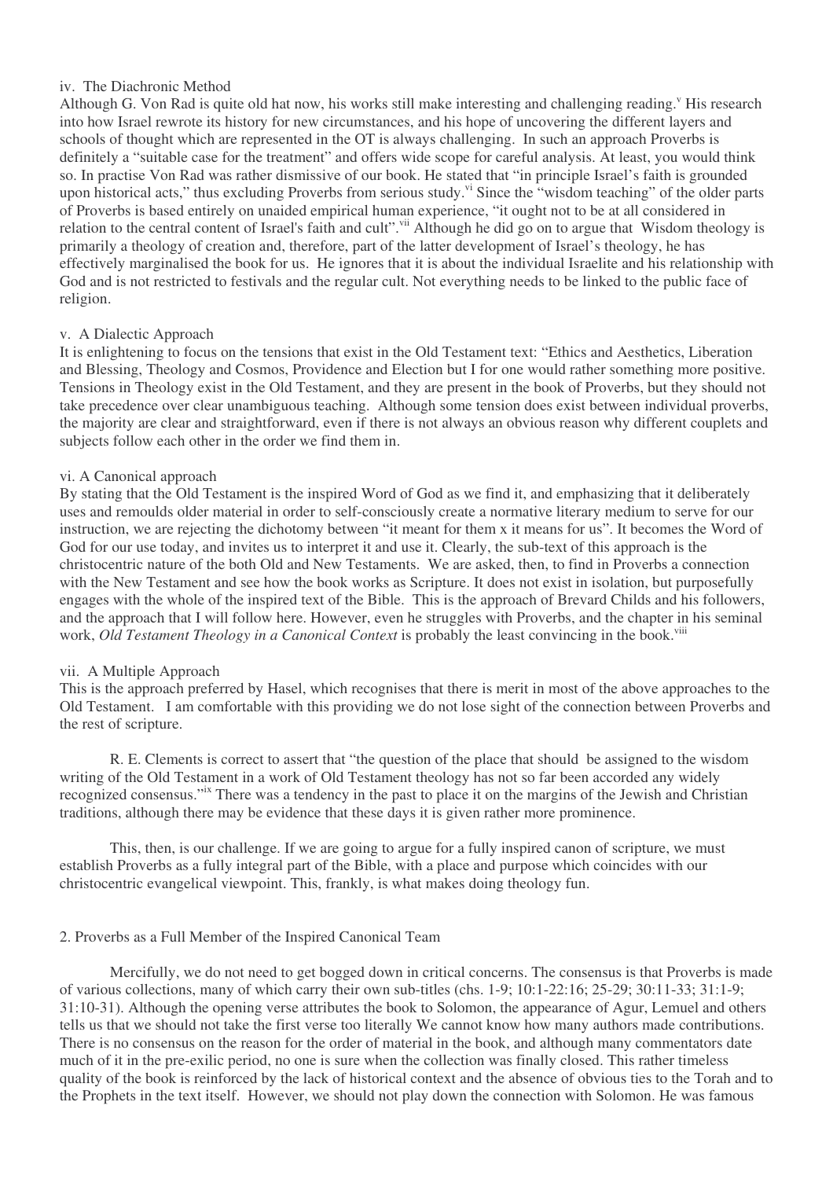### iv. The Diachronic Method

Although G. Von Rad is quite old hat now, his works still make interesting and challenging reading.[v] His research into how Israel rewrote its history for new circumstances, and his hope of uncovering the different layers and schools of thought which are represented in the OT is always challenging. In such an approach Proverbs is definitely a "suitable case for the treatment" and offers wide scope for careful analysis. At least, you would think so. In practise Von Rad was rather dismissive of our book. He stated that "in principle Israel's faith is grounded upon historical acts," thus excluding Proverbs from serious study.[vi] Since the "wisdom teaching" of the older parts of Proverbs is based entirely on unaided empirical human experience, "it ought not to be at all considered in relation to the central content of Israel's faith and cult".[vii] Although he did go on to argue that Wisdom theology is primarily a theology of creation and, therefore, part of the latter development of Israel's theology, he has effectively marginalised the book for us. He ignores that it is about the individual Israelite and his relationship with God and is not restricted to festivals and the regular cult. Not everything needs to be linked to the public face of religion.

### v. A Dialectic Approach

It is enlightening to focus on the tensions that exist in the Old Testament text: "Ethics and Aesthetics, Liberation and Blessing, Theology and Cosmos, Providence and Election but I for one would rather something more positive. Tensions in Theology exist in the Old Testament, and they are present in the book of Proverbs, but they should not take precedence over clear unambiguous teaching. Although some tension does exist between individual proverbs, the majority are clear and straightforward, even if there is not always an obvious reason why different couplets and subjects follow each other in the order we find them in.

### vi. A Canonical approach

By stating that the Old Testament is the inspired Word of God as we find it, and emphasizing that it deliberately uses and remoulds older material in order to self-consciously create a normative literary medium to serve for our instruction, we are rejecting the dichotomy between "it meant for them x it means for us". It becomes the Word of God for our use today, and invites us to interpret it and use it. Clearly, the sub-text of this approach is the christocentric nature of the both Old and New Testaments. We are asked, then, to find in Proverbs a connection with the New Testament and see how the book works as Scripture. It does not exist in isolation, but purposefully engages with the whole of the inspired text of the Bible. This is the approach of Brevard Childs and his followers, and the approach that I will follow here. However, even he struggles with Proverbs, and the chapter in his seminal work, *Old Testament Theology in a Canonical Context* is probably the least convincing in the book.[viii]

### vii. A Multiple Approach

This is the approach preferred by Hasel, which recognises that there is merit in most of the above approaches to the Old Testament. I am comfortable with this providing we do not lose sight of the connection between Proverbs and the rest of scripture.

R. E. Clements is correct to assert that "the question of the place that should be assigned to the wisdom writing of the Old Testament in a work of Old Testament theology has not so far been accorded any widely recognized consensus."[ix] There was a tendency in the past to place it on the margins of the Jewish and Christian traditions, although there may be evidence that these days it is given rather more prominence.

This, then, is our challenge. If we are going to argue for a fully inspired canon of scripture, we must establish Proverbs as a fully integral part of the Bible, with a place and purpose which coincides with our christocentric evangelical viewpoint. This, frankly, is what makes doing theology fun.

## 2. Proverbs as a Full Member of the Inspired Canonical Team

Mercifully, we do not need to get bogged down in critical concerns. The consensus is that Proverbs is made of various collections, many of which carry their own sub-titles (chs. 1-9; 10:1-22:16; 25-29; 30:11-33; 31:1-9; 31:10-31). Although the opening verse attributes the book to Solomon, the appearance of Agur, Lemuel and others tells us that we should not take the first verse too literally We cannot know how many authors made contributions. There is no consensus on the reason for the order of material in the book, and although many commentators date much of it in the pre-exilic period, no one is sure when the collection was finally closed. This rather timeless quality of the book is reinforced by the lack of historical context and the absence of obvious ties to the Torah and to the Prophets in the text itself. However, we should not play down the connection with Solomon. He was famous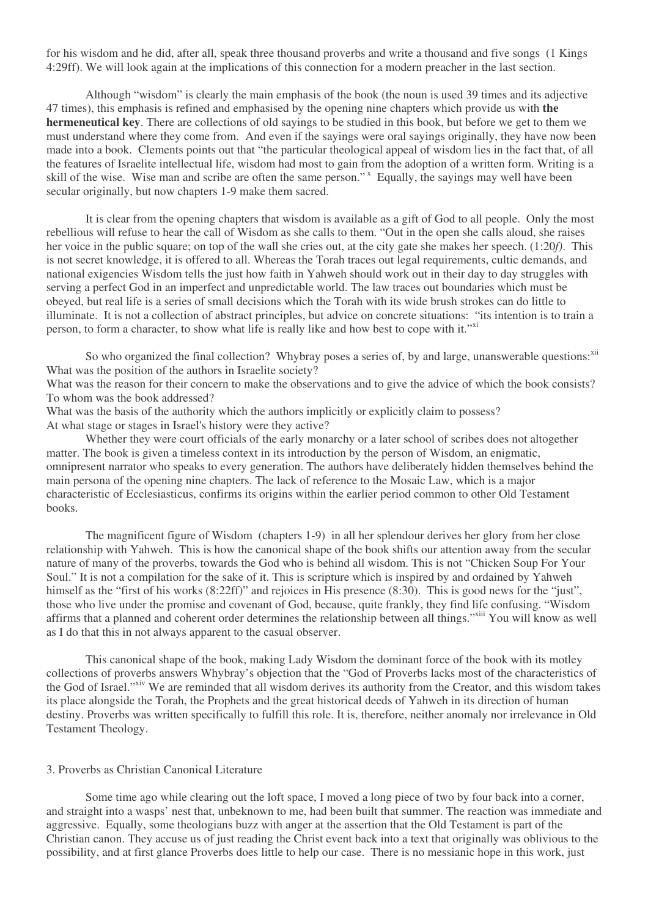for his wisdom and he did, after all, speak three thousand proverbs and write a thousand and five songs (1 Kings 4:29ff). We will look again at the implications of this connection for a modern preacher in the last section.

Although "wisdom" is clearly the main emphasis of the book (the noun is used 39 times and its adjective 47 times), this emphasis is refined and emphasised by the opening nine chapters which provide us with **the hermeneutical key**. There are collections of old sayings to be studied in this book, but before we get to them we must understand where they come from. And even if the sayings were oral sayings originally, they have now been made into a book. Clements points out that "the particular theological appeal of wisdom lies in the fact that, of all the features of Israelite intellectual life, wisdom had most to gain from the adoption of a written form. Writing is a skill of the wise. Wise man and scribe are often the same person."[x] Equally, the sayings may well have been secular originally, but now chapters 1-9 make them sacred.

It is clear from the opening chapters that wisdom is available as a gift of God to all people. Only the most rebellious will refuse to hear the call of Wisdom as she calls to them. "Out in the open she calls aloud, she raises her voice in the public square; on top of the wall she cries out, at the city gate she makes her speech. (1:20*f*). This is not secret knowledge, it is offered to all. Whereas the Torah traces out legal requirements, cultic demands, and national exigencies Wisdom tells the just how faith in Yahweh should work out in their day to day struggles with serving a perfect God in an imperfect and unpredictable world. The law traces out boundaries which must be obeyed, but real life is a series of small decisions which the Torah with its wide brush strokes can do little to illuminate. It is not a collection of abstract principles, but advice on concrete situations: "its intention is to train a person, to form a character, to show what life is really like and how best to cope with it."[xi]

So who organized the final collection? Whybray poses a series of, by and large, unanswerable questions:[xii]
What was the position of the authors in Israelite society?
What was the reason for their concern to make the observations and to give the advice of which the book consists?
To whom was the book addressed?
What was the basis of the authority which the authors implicitly or explicitly claim to possess?
At what stage or stages in Israel's history were they active?

Whether they were court officials of the early monarchy or a later school of scribes does not altogether matter. The book is given a timeless context in its introduction by the person of Wisdom, an enigmatic, omnipresent narrator who speaks to every generation. The authors have deliberately hidden themselves behind the main persona of the opening nine chapters. The lack of reference to the Mosaic Law, which is a major characteristic of Ecclesiasticus, confirms its origins within the earlier period common to other Old Testament books.

The magnificent figure of Wisdom (chapters 1-9) in all her splendour derives her glory from her close relationship with Yahweh. This is how the canonical shape of the book shifts our attention away from the secular nature of many of the proverbs, towards the God who is behind all wisdom. This is not "Chicken Soup For Your Soul." It is not a compilation for the sake of it. This is scripture which is inspired by and ordained by Yahweh himself as the "first of his works (8:22ff)" and rejoices in His presence (8:30). This is good news for the "just", those who live under the promise and covenant of God, because, quite frankly, they find life confusing. "Wisdom affirms that a planned and coherent order determines the relationship between all things."[xiii] You will know as well as I do that this in not always apparent to the casual observer.

This canonical shape of the book, making Lady Wisdom the dominant force of the book with its motley collections of proverbs answers Whybray's objection that the "God of Proverbs lacks most of the characteristics of the God of Israel."[xiv] We are reminded that all wisdom derives its authority from the Creator, and this wisdom takes its place alongside the Torah, the Prophets and the great historical deeds of Yahweh in its direction of human destiny. Proverbs was written specifically to fulfill this role. It is, therefore, neither anomaly nor irrelevance in Old Testament Theology.

## 3. Proverbs as Christian Canonical Literature

Some time ago while clearing out the loft space, I moved a long piece of two by four back into a corner, and straight into a wasps' nest that, unbeknown to me, had been built that summer. The reaction was immediate and aggressive. Equally, some theologians buzz with anger at the assertion that the Old Testament is part of the Christian canon. They accuse us of just reading the Christ event back into a text that originally was oblivious to the possibility, and at first glance Proverbs does little to help our case. There is no messianic hope in this work, just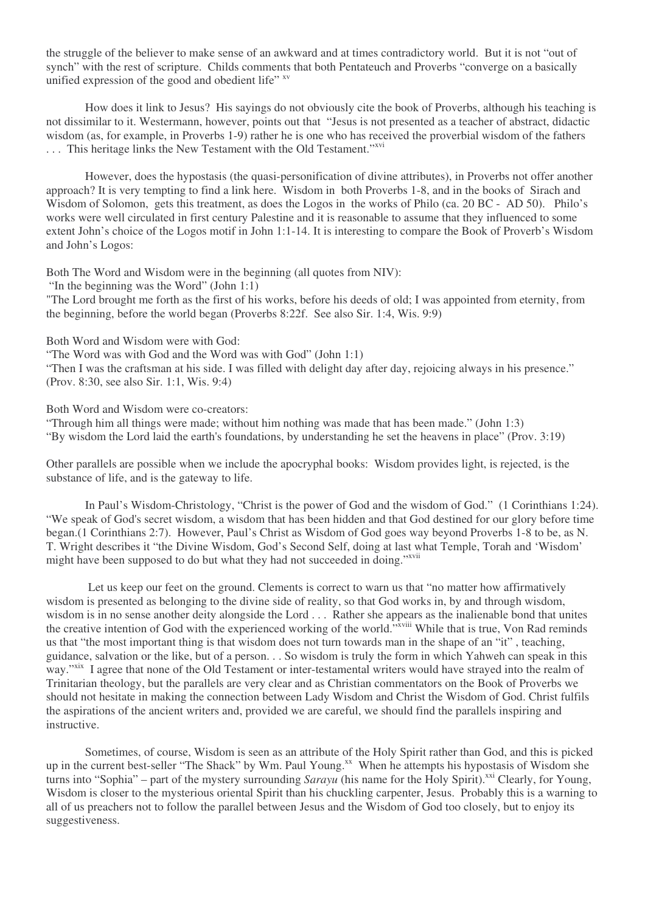the struggle of the believer to make sense of an awkward and at times contradictory world. But it is not "out of synch" with the rest of scripture. Childs comments that both Pentateuch and Proverbs "converge on a basically unified expression of the good and obedient life" [xv]

How does it link to Jesus? His sayings do not obviously cite the book of Proverbs, although his teaching is not dissimilar to it. Westermann, however, points out that "Jesus is not presented as a teacher of abstract, didactic wisdom (as, for example, in Proverbs 1-9) rather he is one who has received the proverbial wisdom of the fathers . . . This heritage links the New Testament with the Old Testament."[xvi]

However, does the hypostasis (the quasi-personification of divine attributes), in Proverbs not offer another approach? It is very tempting to find a link here. Wisdom in both Proverbs 1-8, and in the books of Sirach and Wisdom of Solomon, gets this treatment, as does the Logos in the works of Philo (ca. 20 BC - AD 50). Philo's works were well circulated in first century Palestine and it is reasonable to assume that they influenced to some extent John's choice of the Logos motif in John 1:1-14. It is interesting to compare the Book of Proverb's Wisdom and John's Logos:

Both The Word and Wisdom were in the beginning (all quotes from NIV):
"In the beginning was the Word" (John 1:1)
"The Lord brought me forth as the first of his works, before his deeds of old; I was appointed from eternity, from the beginning, before the world began (Proverbs 8:22f. See also Sir. 1:4, Wis. 9:9)

Both Word and Wisdom were with God:
"The Word was with God and the Word was with God" (John 1:1)
"Then I was the craftsman at his side. I was filled with delight day after day, rejoicing always in his presence." (Prov. 8:30, see also Sir. 1:1, Wis. 9:4)

Both Word and Wisdom were co-creators:
"Through him all things were made; without him nothing was made that has been made." (John 1:3)
"By wisdom the Lord laid the earth's foundations, by understanding he set the heavens in place" (Prov. 3:19)

Other parallels are possible when we include the apocryphal books: Wisdom provides light, is rejected, is the substance of life, and is the gateway to life.

In Paul's Wisdom-Christology, "Christ is the power of God and the wisdom of God." (1 Corinthians 1:24). "We speak of God's secret wisdom, a wisdom that has been hidden and that God destined for our glory before time began.(1 Corinthians 2:7). However, Paul's Christ as Wisdom of God goes way beyond Proverbs 1-8 to be, as N. T. Wright describes it "the Divine Wisdom, God's Second Self, doing at last what Temple, Torah and 'Wisdom' might have been supposed to do but what they had not succeeded in doing."[xvii]

Let us keep our feet on the ground. Clements is correct to warn us that "no matter how affirmatively wisdom is presented as belonging to the divine side of reality, so that God works in, by and through wisdom, wisdom is in no sense another deity alongside the Lord . . . Rather she appears as the inalienable bond that unites the creative intention of God with the experienced working of the world."[xviii] While that is true, Von Rad reminds us that "the most important thing is that wisdom does not turn towards man in the shape of an "it" , teaching, guidance, salvation or the like, but of a person. . . So wisdom is truly the form in which Yahweh can speak in this way."[xix] I agree that none of the Old Testament or inter-testamental writers would have strayed into the realm of Trinitarian theology, but the parallels are very clear and as Christian commentators on the Book of Proverbs we should not hesitate in making the connection between Lady Wisdom and Christ the Wisdom of God. Christ fulfils the aspirations of the ancient writers and, provided we are careful, we should find the parallels inspiring and instructive.

Sometimes, of course, Wisdom is seen as an attribute of the Holy Spirit rather than God, and this is picked up in the current best-seller "The Shack" by Wm. Paul Young.[xx] When he attempts his hypostasis of Wisdom she turns into "Sophia" – part of the mystery surrounding *Sarayu* (his name for the Holy Spirit).[xxi] Clearly, for Young, Wisdom is closer to the mysterious oriental Spirit than his chuckling carpenter, Jesus. Probably this is a warning to all of us preachers not to follow the parallel between Jesus and the Wisdom of God too closely, but to enjoy its suggestiveness.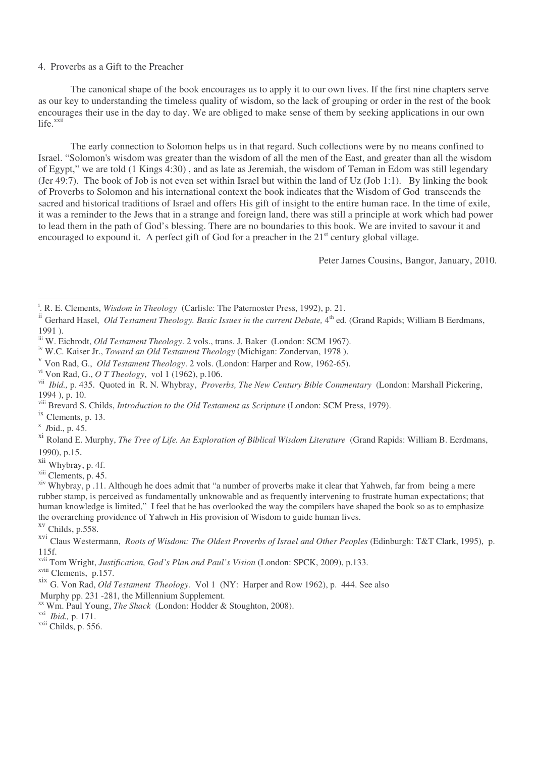4. Proverbs as a Gift to the Preacher

The canonical shape of the book encourages us to apply it to our own lives. If the first nine chapters serve as our key to understanding the timeless quality of wisdom, so the lack of grouping or order in the rest of the book encourages their use in the day to day. We are obliged to make sense of them by seeking applications in our own life.[xxii]

The early connection to Solomon helps us in that regard. Such collections were by no means confined to Israel. "Solomon's wisdom was greater than the wisdom of all the men of the East, and greater than all the wisdom of Egypt," we are told (1 Kings 4:30) , and as late as Jeremiah, the wisdom of Teman in Edom was still legendary (Jer 49:7). The book of Job is not even set within Israel but within the land of Uz (Job 1:1). By linking the book of Proverbs to Solomon and his international context the book indicates that the Wisdom of God transcends the sacred and historical traditions of Israel and offers His gift of insight to the entire human race. In the time of exile, it was a reminder to the Jews that in a strange and foreign land, there was still a principle at work which had power to lead them in the path of God's blessing. There are no boundaries to this book. We are invited to savour it and encouraged to expound it. A perfect gift of God for a preacher in the 21st century global village.

Peter James Cousins, Bangor, January, 2010.

---

[i]. R. E. Clements, *Wisdom in Theology* (Carlisle: The Paternoster Press, 1992), p. 21.

[ii] Gerhard Hasel, *Old Testament Theology. Basic Issues in the current Debate,* 4th ed. (Grand Rapids; William B Eerdmans, 1991 ).

[iii] W. Eichrodt, *Old Testament Theology*. 2 vols., trans. J. Baker (London: SCM 1967).

[iv] W.C. Kaiser Jr., *Toward an Old Testament Theology* (Michigan: Zondervan, 1978 ).

[v] Von Rad, G., *Old Testament Theology*. 2 vols. (London: Harper and Row, 1962-65).

[vi] Von Rad, G., *O T Theology*, vol 1 (1962), p.106.

[vii] *Ibid.,* p. 435. Quoted in R. N. Whybray, *Proverbs, The New Century Bible Commentary* (London: Marshall Pickering, 1994 ), p. 10.

[viii] Brevard S. Childs, *Introduction to the Old Testament as Scripture* (London: SCM Press, 1979).

[ix] Clements, p. 13.

[x] *I*bid., p. 45.

[xi] Roland E. Murphy, *The Tree of Life. An Exploration of Biblical Wisdom Literature* (Grand Rapids: William B. Eerdmans, 1990), p.15.

[xii] Whybray, p. 4f.

[xiii] Clements, p. 45.

[xiv] Whybray, p .11. Although he does admit that "a number of proverbs make it clear that Yahweh, far from being a mere rubber stamp, is perceived as fundamentally unknowable and as frequently intervening to frustrate human expectations; that human knowledge is limited," I feel that he has overlooked the way the compilers have shaped the book so as to emphasize the overarching providence of Yahweh in His provision of Wisdom to guide human lives.

[xv] Childs, p.558.

[xvi] Claus Westermann, *Roots of Wisdom: The Oldest Proverbs of Israel and Other Peoples* (Edinburgh: T&T Clark, 1995), p. 115f.

[xvii] Tom Wright, *Justification, God's Plan and Paul's Vision* (London: SPCK, 2009), p.133.

[xviii] Clements, p.157.

[xix] G. Von Rad, *Old Testament Theology.* Vol 1 (NY: Harper and Row 1962), p. 444. See also Murphy pp. 231 -281, the Millennium Supplement.

[xx] Wm. Paul Young, *The Shack* (London: Hodder & Stoughton, 2008).

[xxi] *Ibid.,* p. 171.

[xxii] Childs, p. 556.